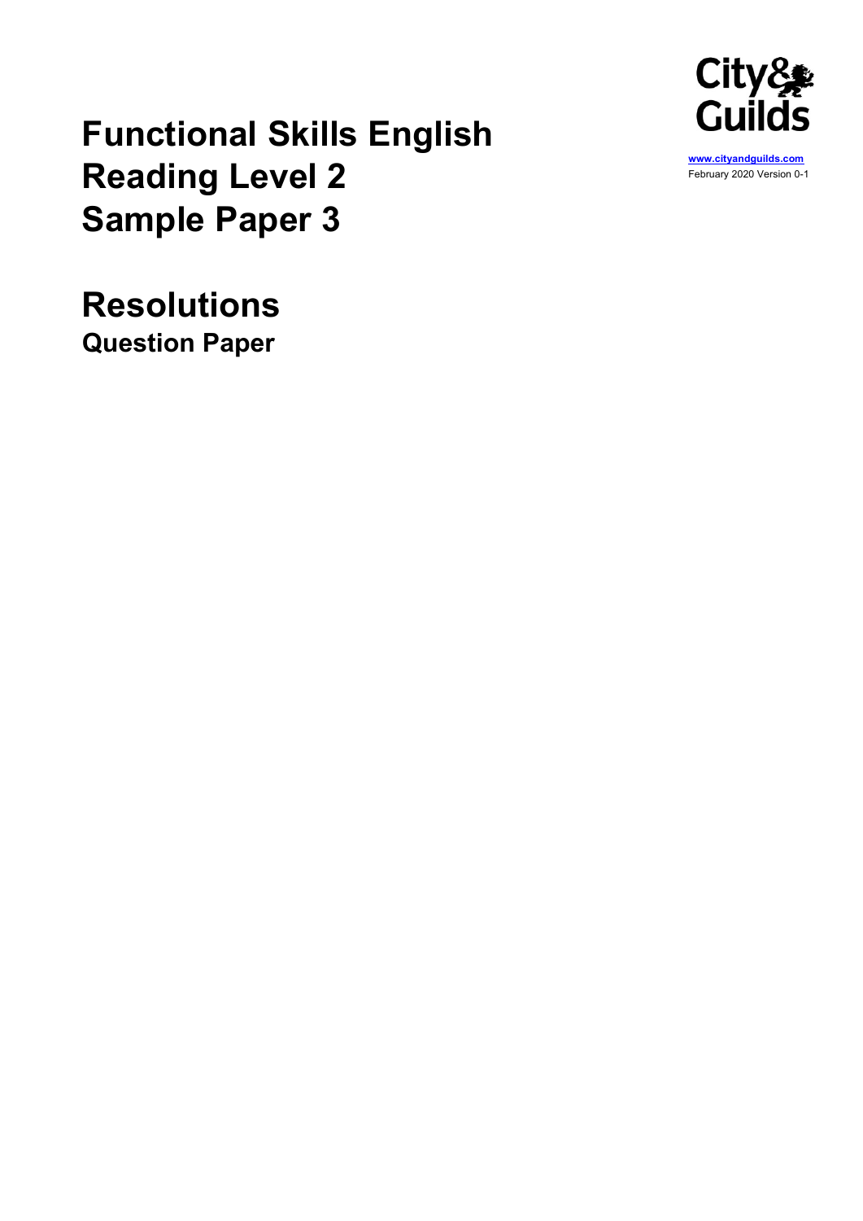# Functional Skills English Reading Level 2 Sample Paper 3

www.cityandguilds.com
February 2020 Version 0-1

## Resolutions

### Question Paper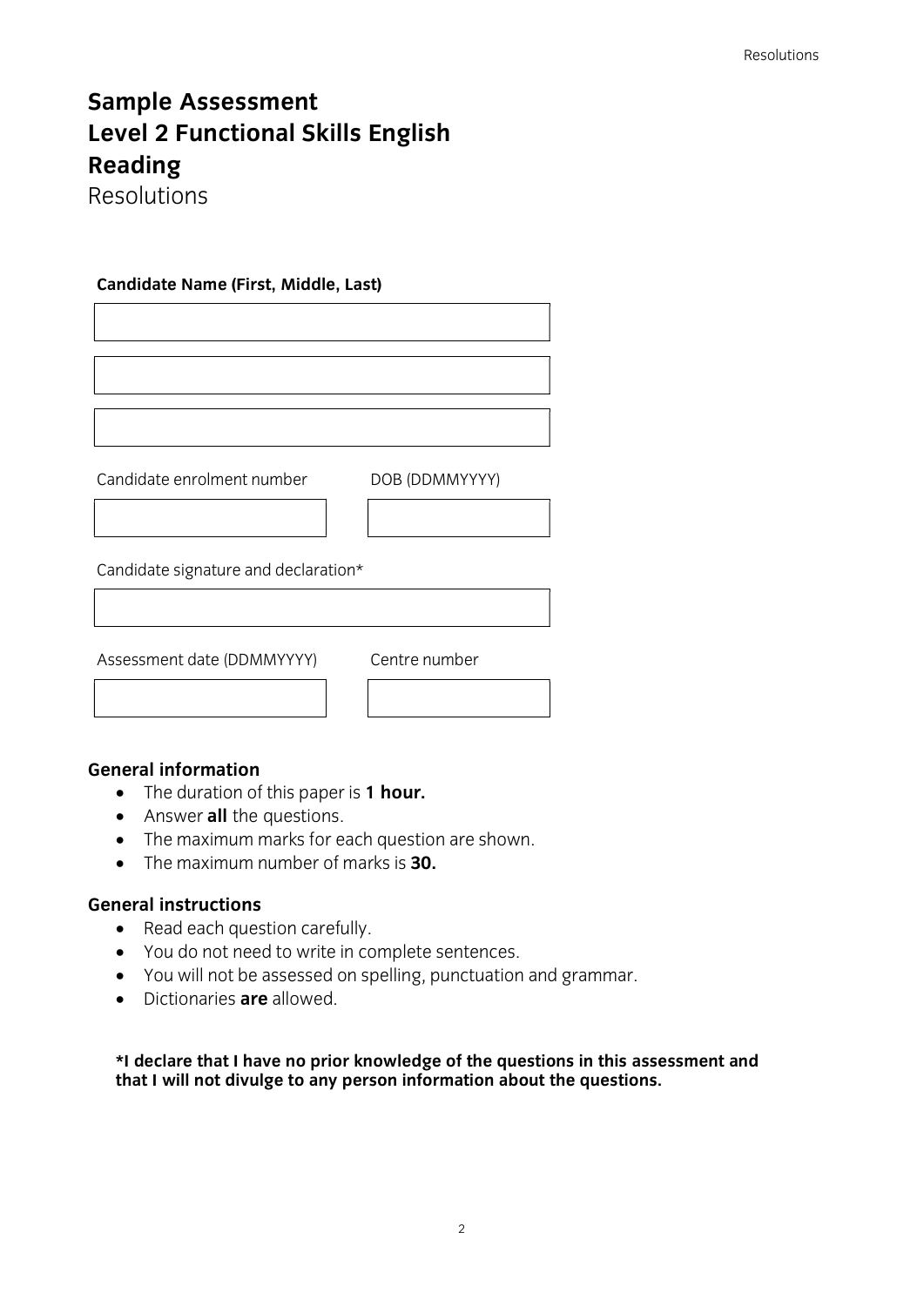# Sample Assessment
# Level 2 Functional Skills English
# Reading

Resolutions

**Candidate Name (First, Middle, Last)**

Candidate enrolment number

DOB (DDMMYYYY)

Candidate signature and declaration*

Assessment date (DDMMYYYY)

Centre number

### General information

- The duration of this paper is **1 hour.**
- Answer **all** the questions.
- The maximum marks for each question are shown.
- The maximum number of marks is **30.**

### General instructions

- Read each question carefully.
- You do not need to write in complete sentences.
- You will not be assessed on spelling, punctuation and grammar.
- Dictionaries **are** allowed.

**\*I declare that I have no prior knowledge of the questions in this assessment and that I will not divulge to any person information about the questions.**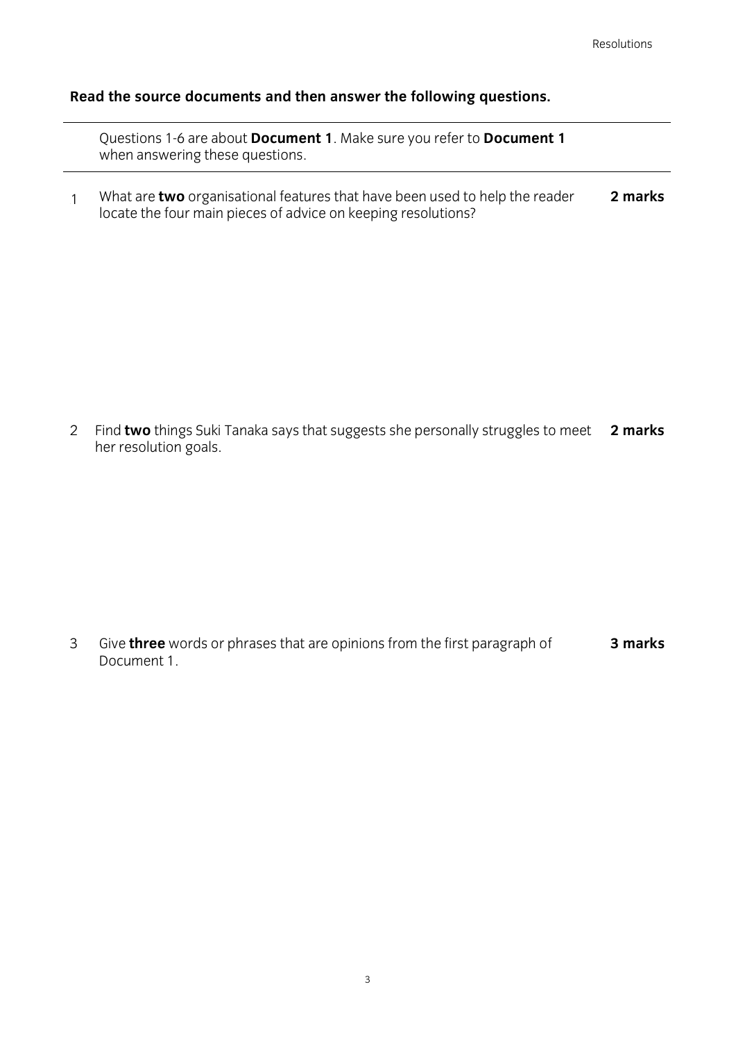**Read the source documents and then answer the following questions.**

---

Questions 1-6 are about **Document 1**. Make sure you refer to **Document 1** when answering these questions.

---

1 What are **two** organisational features that have been used to help the reader locate the four main pieces of advice on keeping resolutions? **2 marks**

2 Find **two** things Suki Tanaka says that suggests she personally struggles to meet her resolution goals. **2 marks**

3 Give **three** words or phrases that are opinions from the first paragraph of Document 1. **3 marks**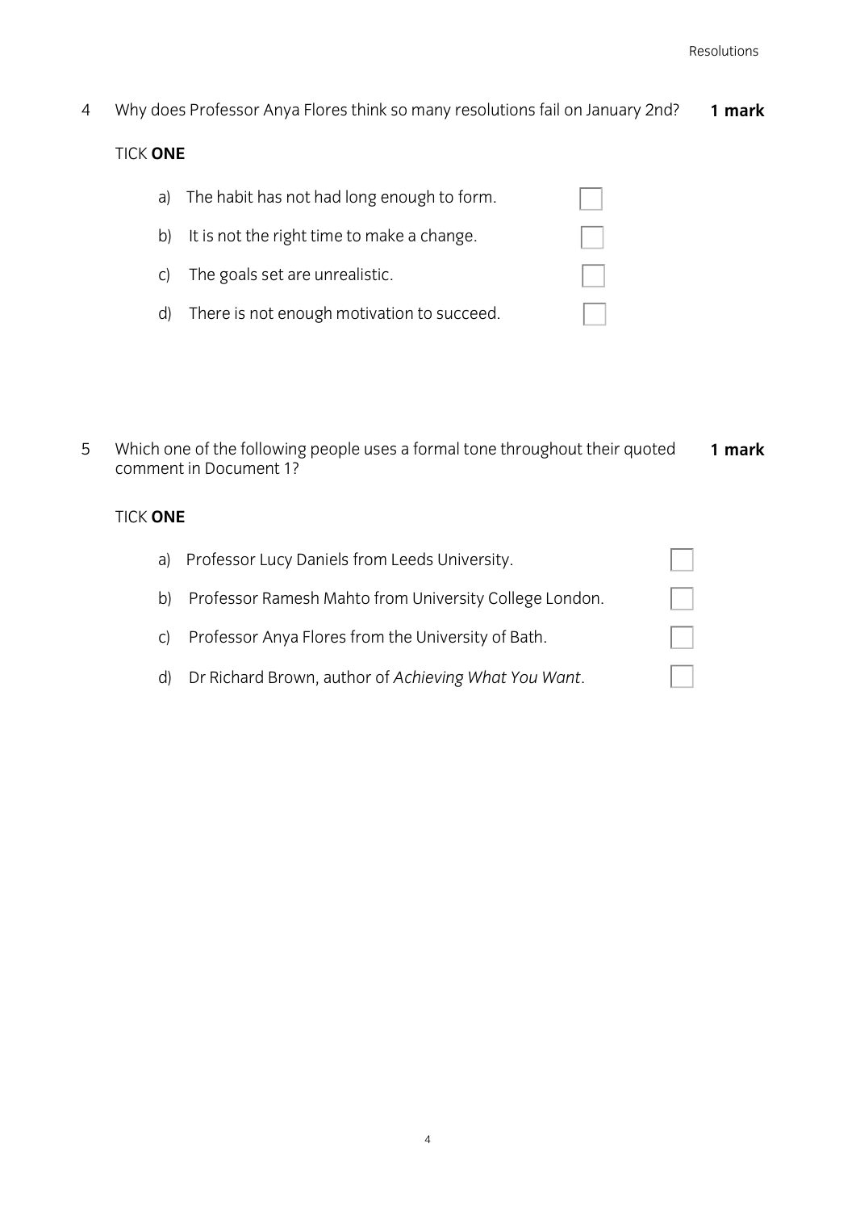4 Why does Professor Anya Flores think so many resolutions fail on January 2nd? **1 mark**

TICK **ONE**

a) The habit has not had long enough to form. ☐

b) It is not the right time to make a change. ☐

c) The goals set are unrealistic. ☐

d) There is not enough motivation to succeed. ☐

5 Which one of the following people uses a formal tone throughout their quoted comment in Document 1? **1 mark**

TICK **ONE**

a) Professor Lucy Daniels from Leeds University. ☐

b) Professor Ramesh Mahto from University College London. ☐

c) Professor Anya Flores from the University of Bath. ☐

d) Dr Richard Brown, author of *Achieving What You Want*. ☐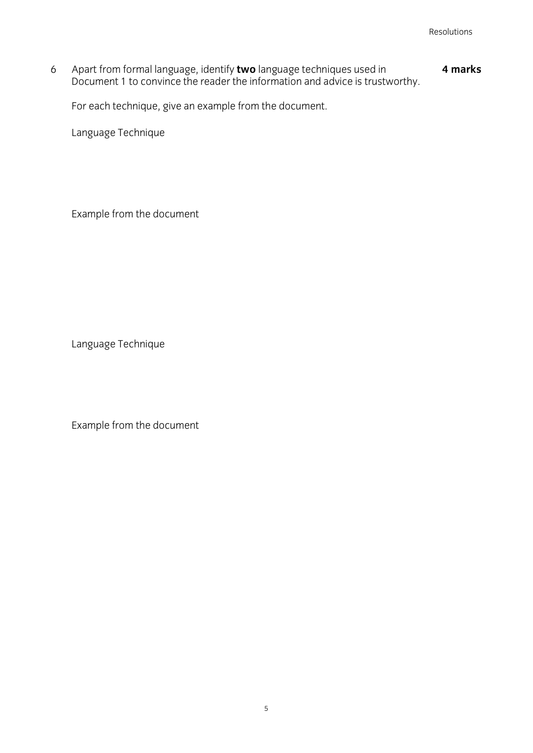6 Apart from formal language, identify **two** language techniques used in Document 1 to convince the reader the information and advice is trustworthy. **4 marks**

For each technique, give an example from the document.

Language Technique

Example from the document

Language Technique

Example from the document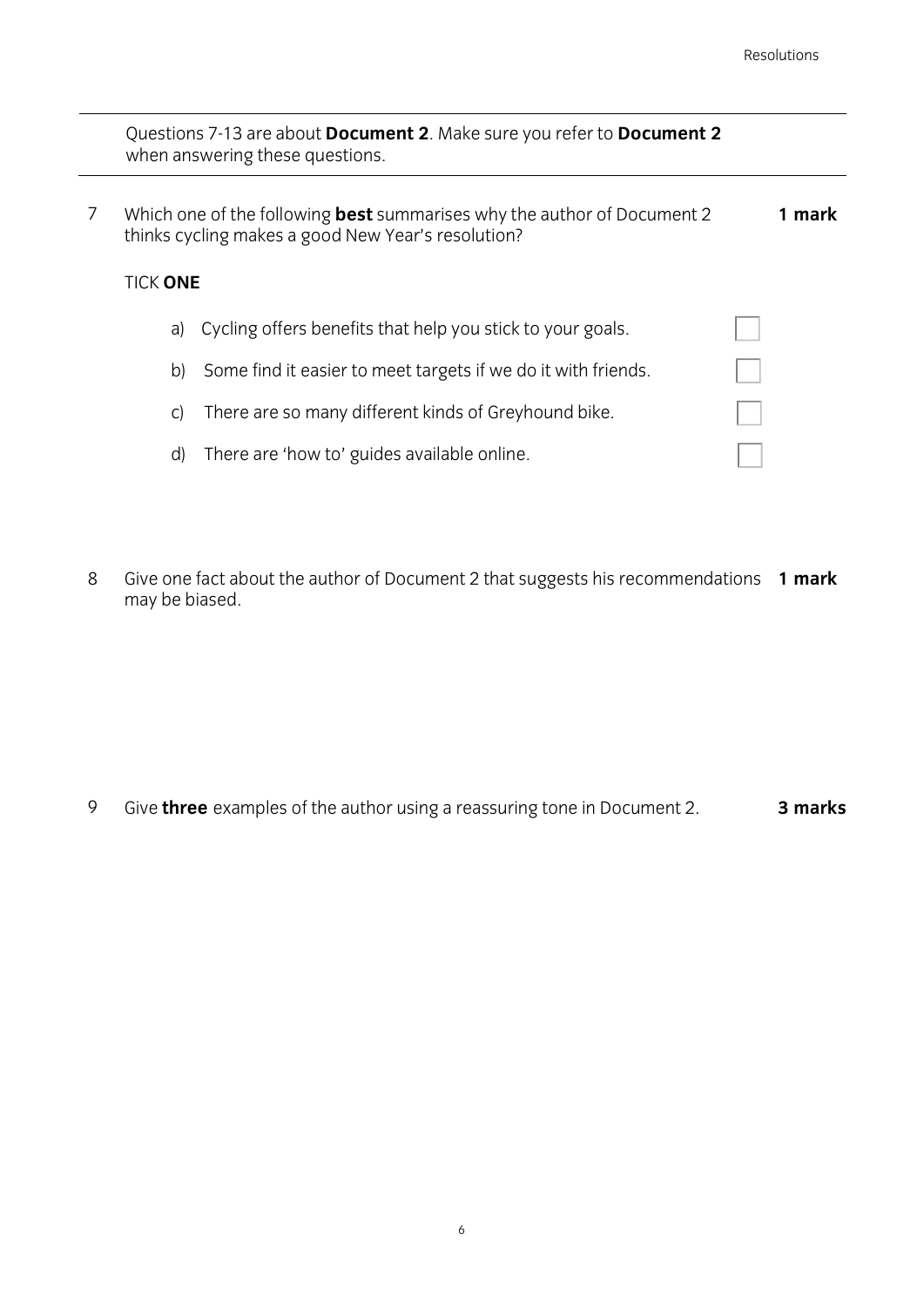Questions 7-13 are about **Document 2**. Make sure you refer to **Document 2** when answering these questions.

7 Which one of the following **best** summarises why the author of Document 2 thinks cycling makes a good New Year's resolution? **1 mark**

TICK **ONE**

a) Cycling offers benefits that help you stick to your goals. ☐

b) Some find it easier to meet targets if we do it with friends. ☐

c) There are so many different kinds of Greyhound bike. ☐

d) There are 'how to' guides available online. ☐

8 Give one fact about the author of Document 2 that suggests his recommendations may be biased. **1 mark**

9 Give **three** examples of the author using a reassuring tone in Document 2. **3 marks**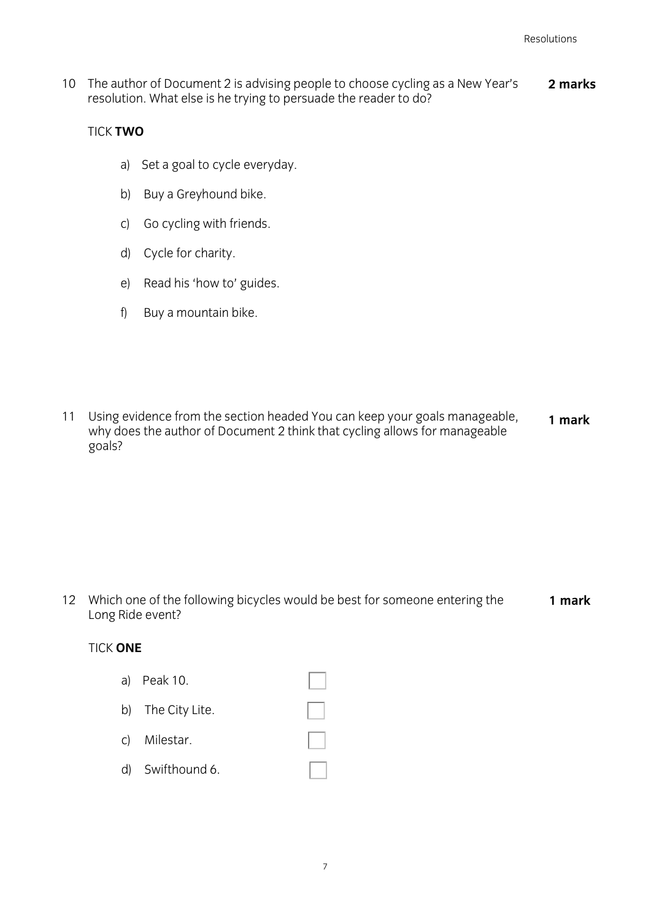10 The author of Document 2 is advising people to choose cycling as a New Year's resolution. What else is he trying to persuade the reader to do? **2 marks**

TICK **TWO**

a) Set a goal to cycle everyday.

b) Buy a Greyhound bike.

c) Go cycling with friends.

d) Cycle for charity.

e) Read his 'how to' guides.

f) Buy a mountain bike.

11 Using evidence from the section headed You can keep your goals manageable, why does the author of Document 2 think that cycling allows for manageable goals? **1 mark**

12 Which one of the following bicycles would be best for someone entering the Long Ride event? **1 mark**

TICK **ONE**

a) Peak 10. ☐

b) The City Lite. ☐

c) Milestar. ☐

d) Swifthound 6. ☐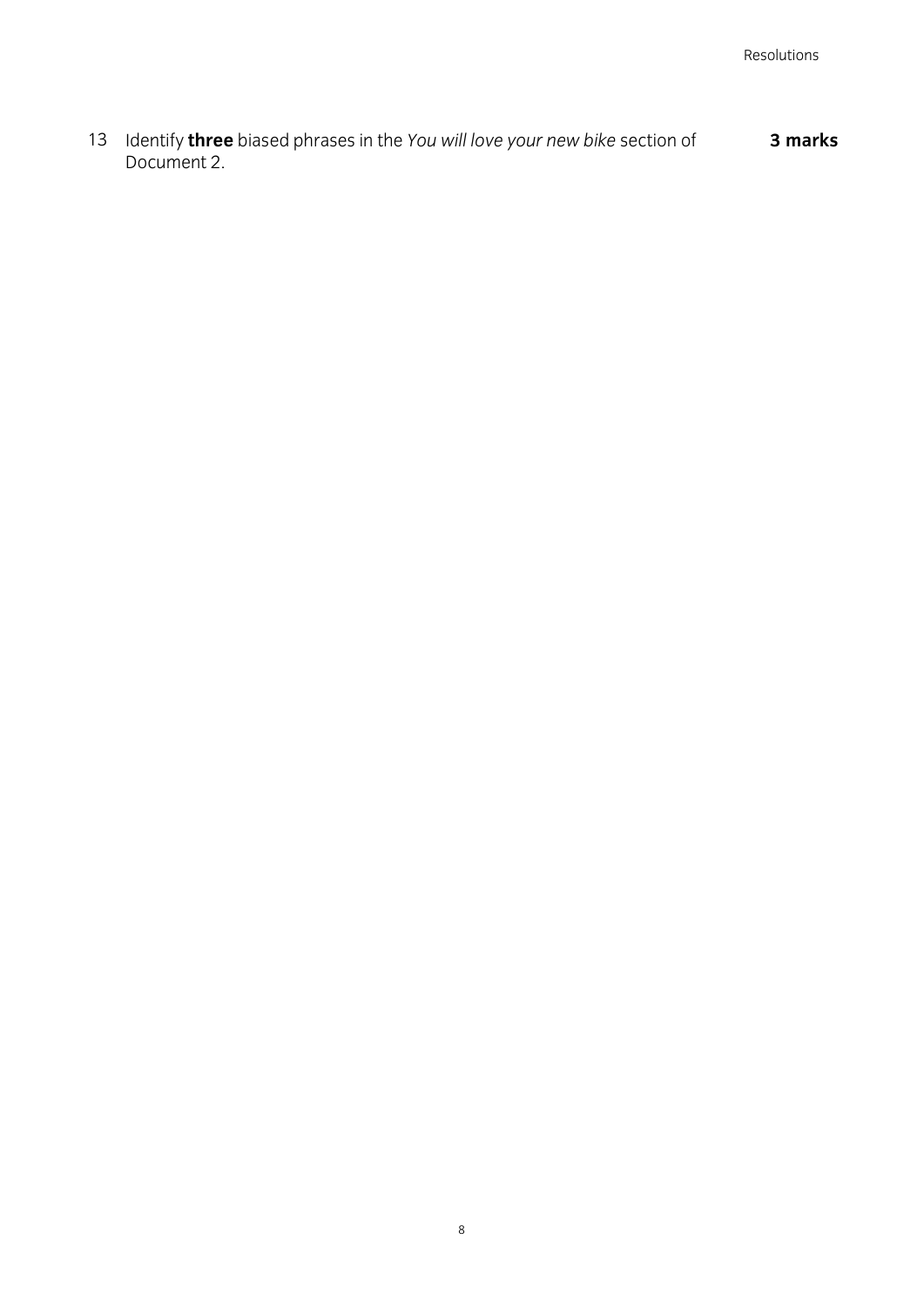13 Identify **three** biased phrases in the *You will love your new bike* section of Document 2. **3 marks**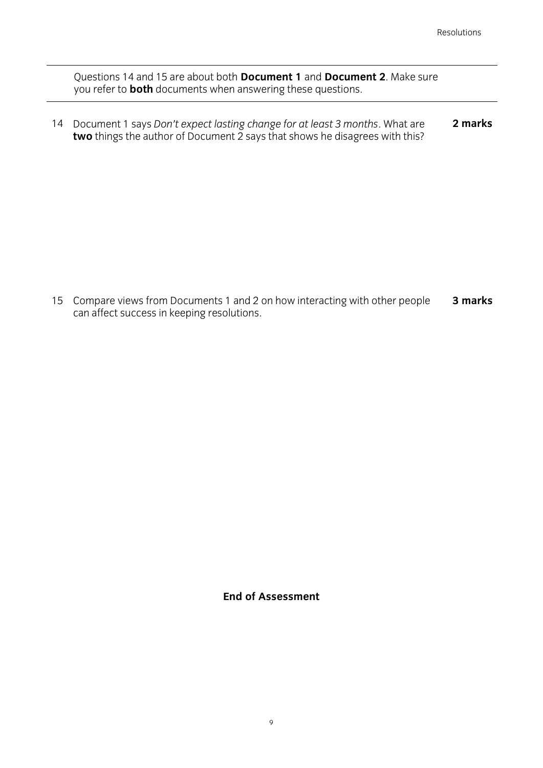Questions 14 and 15 are about both **Document 1** and **Document 2**. Make sure you refer to **both** documents when answering these questions.

---

14 Document 1 says *Don't expect lasting change for at least 3 months*. What are **two** things the author of Document 2 says that shows he disagrees with this? **2 marks**

15 Compare views from Documents 1 and 2 on how interacting with other people can affect success in keeping resolutions. **3 marks**

**End of Assessment**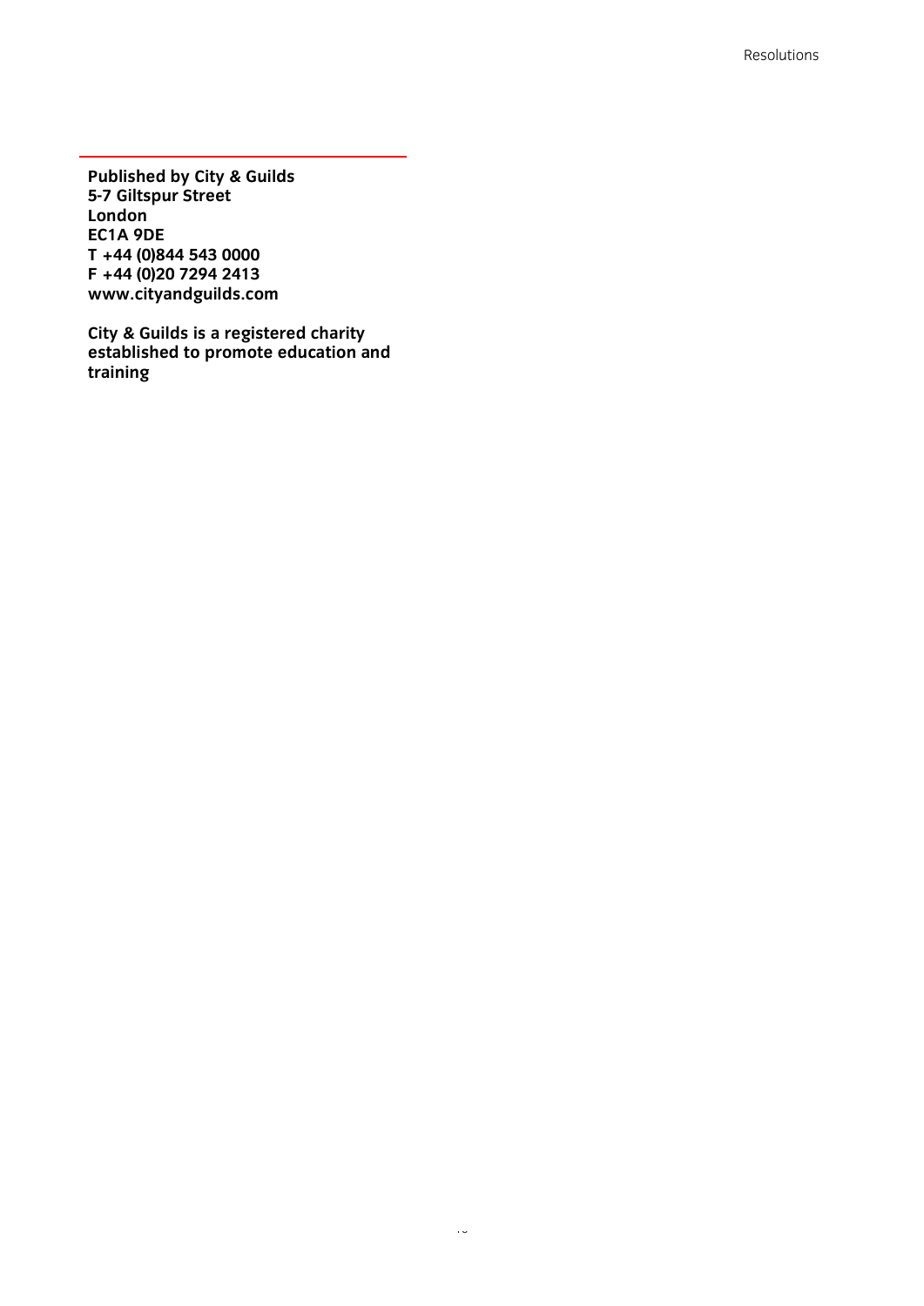**Published by City & Guilds**
**5-7 Giltspur Street**
**London**
**EC1A 9DE**
**T +44 (0)844 543 0000**
**F +44 (0)20 7294 2413**
**www.cityandguilds.com**

**City & Guilds is a registered charity established to promote education and training**